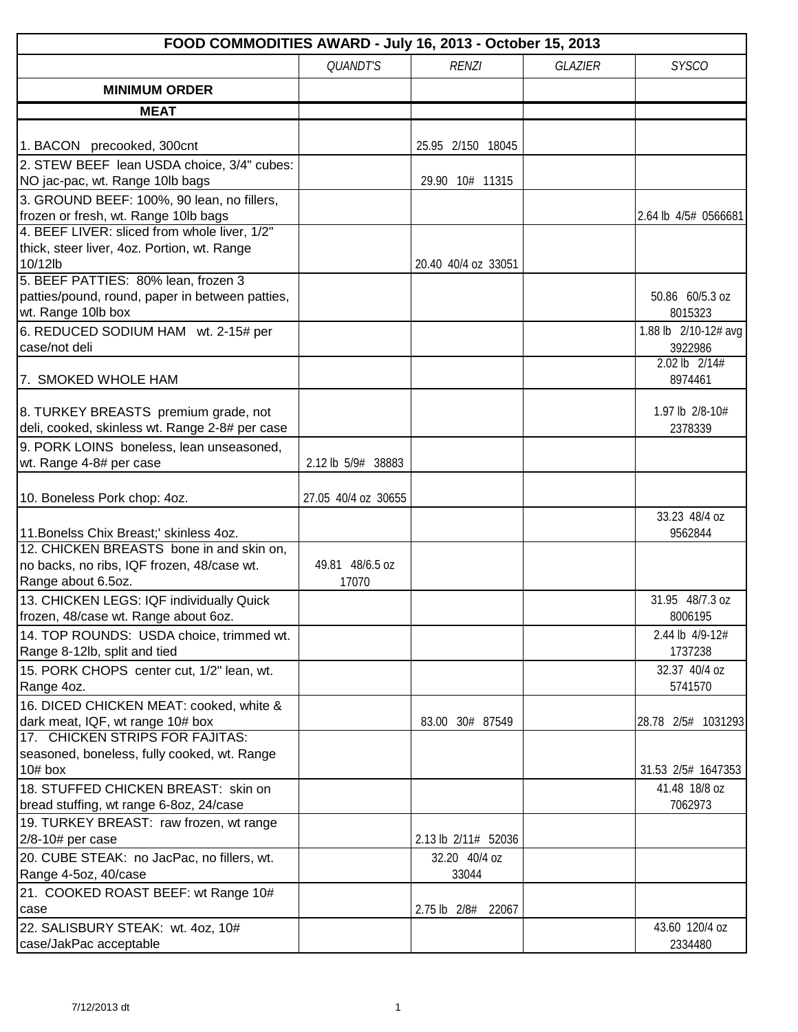| FOOD COMMODITIES AWARD - July 16, 2013 - October 15, 2013 | | | | |
|---|---|---|---|---|
| | *QUANDT'S* | *RENZI* | *GLAZIER* | *SYSCO* |
| **MINIMUM ORDER** | | | | |
| **MEAT** | | | | |
| 1. BACON precooked, 300cnt | | 25.95 2/150 18045 | | |
| 2. STEW BEEF lean USDA choice, 3/4" cubes: NO jac-pac, wt. Range 10lb bags | | 29.90 10# 11315 | | |
| 3. GROUND BEEF: 100%, 90 lean, no fillers, frozen or fresh, wt. Range 10lb bags | | | | 2.64 lb 4/5# 0566681 |
| 4. BEEF LIVER: sliced from whole liver, 1/2" thick, steer liver, 4oz. Portion, wt. Range 10/12lb | | 20.40 40/4 oz 33051 | | |
| 5. BEEF PATTIES: 80% lean, frozen 3 patties/pound, round, paper in between patties, wt. Range 10lb box | | | | 50.86 60/5.3 oz 8015323 |
| 6. REDUCED SODIUM HAM wt. 2-15# per case/not deli | | | | 1.88 lb 2/10-12# avg 3922986 |
| 7. SMOKED WHOLE HAM | | | | 2.02 lb 2/14# 8974461 |
| 8. TURKEY BREASTS premium grade, not deli, cooked, skinless wt. Range 2-8# per case | | | | 1.97 lb 2/8-10# 2378339 |
| 9. PORK LOINS boneless, lean unseasoned, wt. Range 4-8# per case | 2.12 lb 5/9# 38883 | | | |
| 10. Boneless Pork chop: 4oz. | 27.05 40/4 oz 30655 | | | |
| 11.Bonelss Chix Breast;' skinless 4oz. | | | | 33.23 48/4 oz 9562844 |
| 12. CHICKEN BREASTS bone in and skin on, no backs, no ribs, IQF frozen, 48/case wt. Range about 6.5oz. | 49.81 48/6.5 oz 17070 | | | |
| 13. CHICKEN LEGS: IQF individually Quick frozen, 48/case wt. Range about 6oz. | | | | 31.95 48/7.3 oz 8006195 |
| 14. TOP ROUNDS: USDA choice, trimmed wt. Range 8-12lb, split and tied | | | | 2.44 lb 4/9-12# 1737238 |
| 15. PORK CHOPS center cut, 1/2" lean, wt. Range 4oz. | | | | 32.37 40/4 oz 5741570 |
| 16. DICED CHICKEN MEAT: cooked, white & dark meat, IQF, wt range 10# box | | 83.00 30# 87549 | | 28.78 2/5# 1031293 |
| 17. CHICKEN STRIPS FOR FAJITAS: seasoned, boneless, fully cooked, wt. Range 10# box | | | | 31.53 2/5# 1647353 |
| 18. STUFFED CHICKEN BREAST: skin on bread stuffing, wt range 6-8oz, 24/case | | | | 41.48 18/8 oz 7062973 |
| 19. TURKEY BREAST: raw frozen, wt range 2/8-10# per case | | 2.13 lb 2/11# 52036 | | |
| 20. CUBE STEAK: no JacPac, no fillers, wt. Range 4-5oz, 40/case | | 32.20 40/4 oz 33044 | | |
| 21. COOKED ROAST BEEF: wt Range 10# case | | 2.75 lb 2/8# 22067 | | |
| 22. SALISBURY STEAK: wt. 4oz, 10# case/JakPac acceptable | | | | 43.60 120/4 oz 2334480 |

7/12/2013 dt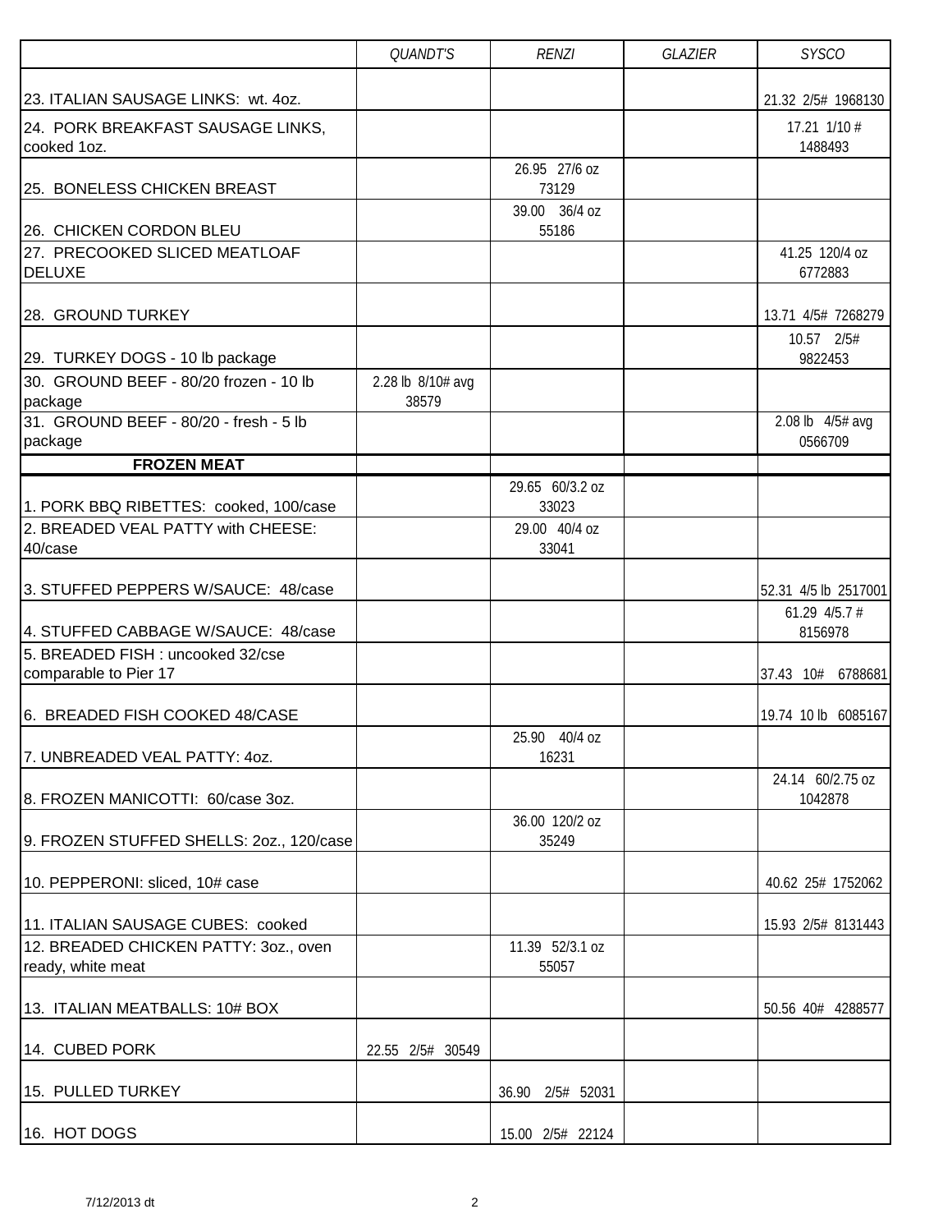| | QUANDT'S | RENZI | GLAZIER | SYSCO |
|---|---|---|---|---|
| 23. ITALIAN SAUSAGE LINKS: wt. 4oz. | | | | 21.32 2/5# 1968130 |
| 24. PORK BREAKFAST SAUSAGE LINKS, cooked 1oz. | | | | 17.21 1/10 # 1488493 |
| 25. BONELESS CHICKEN BREAST | | 26.95 27/6 oz 73129 | | |
| 26. CHICKEN CORDON BLEU | | 39.00 36/4 oz 55186 | | |
| 27. PRECOOKED SLICED MEATLOAF DELUXE | | | | 41.25 120/4 oz 6772883 |
| 28. GROUND TURKEY | | | | 13.71 4/5# 7268279 |
| 29. TURKEY DOGS - 10 lb package | | | | 10.57 2/5# 9822453 |
| 30. GROUND BEEF - 80/20 frozen - 10 lb package | 2.28 lb 8/10# avg 38579 | | | |
| 31. GROUND BEEF - 80/20 - fresh - 5 lb package | | | | 2.08 lb 4/5# avg 0566709 |
| **FROZEN MEAT** | | | | |
| 1. PORK BBQ RIBETTES: cooked, 100/case | | 29.65 60/3.2 oz 33023 | | |
| 2. BREADED VEAL PATTY with CHEESE: 40/case | | 29.00 40/4 oz 33041 | | |
| 3. STUFFED PEPPERS W/SAUCE: 48/case | | | | 52.31 4/5 lb 2517001 |
| 4. STUFFED CABBAGE W/SAUCE: 48/case | | | | 61.29 4/5.7 # 8156978 |
| 5. BREADED FISH : uncooked 32/cse comparable to Pier 17 | | | | 37.43 10# 6788681 |
| 6. BREADED FISH COOKED 48/CASE | | | | 19.74 10 lb 6085167 |
| 7. UNBREADED VEAL PATTY: 4oz. | | 25.90 40/4 oz 16231 | | |
| 8. FROZEN MANICOTTI: 60/case 3oz. | | | | 24.14 60/2.75 oz 1042878 |
| 9. FROZEN STUFFED SHELLS: 2oz., 120/case | | 36.00 120/2 oz 35249 | | |
| 10. PEPPERONI: sliced, 10# case | | | | 40.62 25# 1752062 |
| 11. ITALIAN SAUSAGE CUBES: cooked | | | | 15.93 2/5# 8131443 |
| 12. BREADED CHICKEN PATTY: 3oz., oven ready, white meat | | 11.39 52/3.1 oz 55057 | | |
| 13. ITALIAN MEATBALLS: 10# BOX | | | | 50.56 40# 4288577 |
| 14. CUBED PORK | 22.55 2/5# 30549 | | | |
| 15. PULLED TURKEY | | 36.90 2/5# 52031 | | |
| 16. HOT DOGS | | 15.00 2/5# 22124 | | |

7/12/2013 dt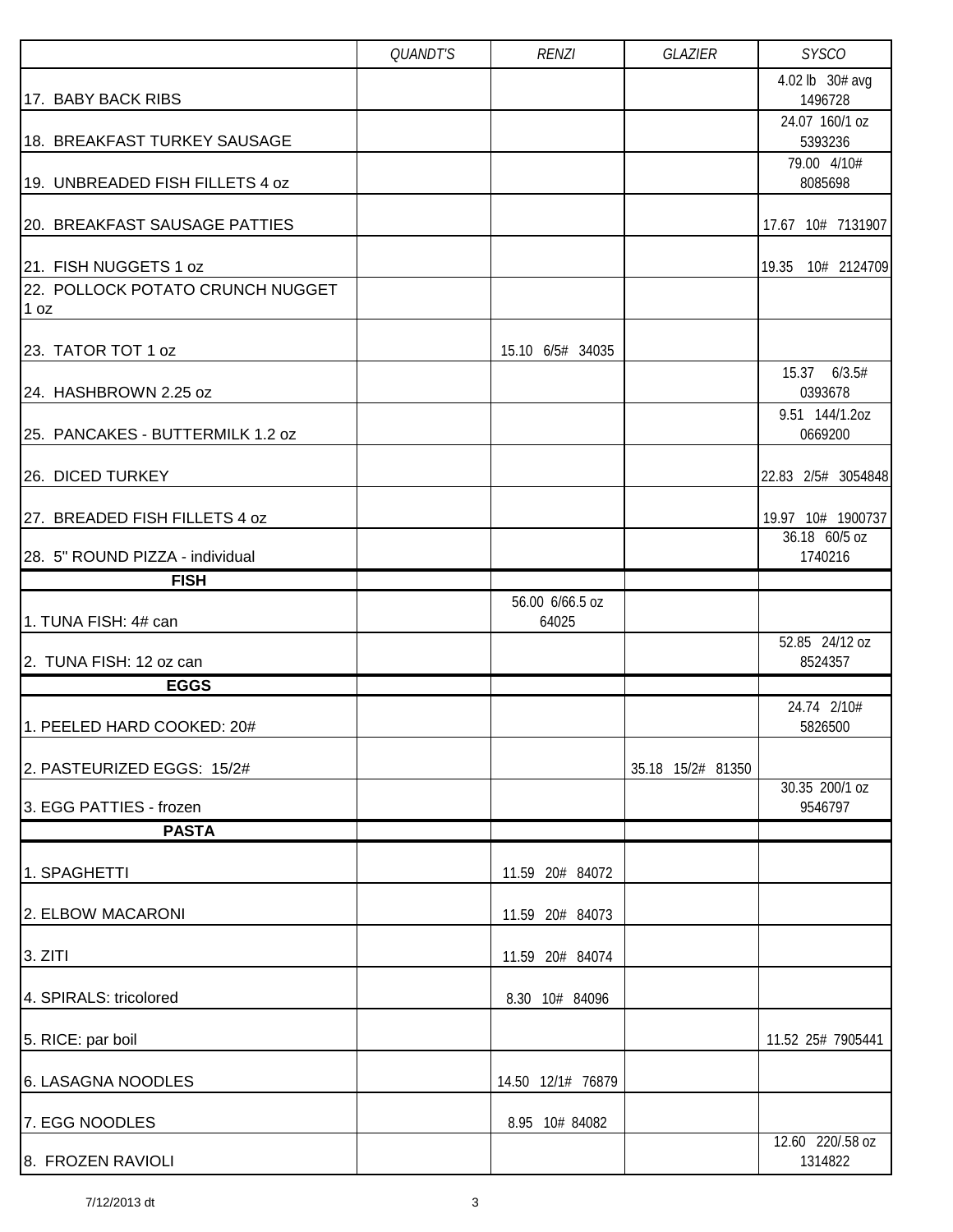| | QUANDT'S | RENZI | GLAZIER | SYSCO |
|---|---|---|---|---|
| 17. BABY BACK RIBS | | | | 4.02 lb 30# avg 1496728 |
| 18. BREAKFAST TURKEY SAUSAGE | | | | 24.07 160/1 oz 5393236 |
| 19. UNBREADED FISH FILLETS 4 oz | | | | 79.00 4/10# 8085698 |
| 20. BREAKFAST SAUSAGE PATTIES | | | | 17.67 10# 7131907 |
| 21. FISH NUGGETS 1 oz | | | | 19.35 10# 2124709 |
| 22. POLLOCK POTATO CRUNCH NUGGET 1 oz | | | | |
| 23. TATOR TOT 1 oz | | 15.10 6/5# 34035 | | |
| 24. HASHBROWN 2.25 oz | | | | 15.37 6/3.5# 0393678 |
| 25. PANCAKES - BUTTERMILK 1.2 oz | | | | 9.51 144/1.2oz 0669200 |
| 26. DICED TURKEY | | | | 22.83 2/5# 3054848 |
| 27. BREADED FISH FILLETS 4 oz | | | | 19.97 10# 1900737 |
| 28. 5" ROUND PIZZA - individual | | | | 36.18 60/5 oz 1740216 |
| **FISH** | | | | |
| 1. TUNA FISH: 4# can | | 56.00 6/66.5 oz 64025 | | |
| 2. TUNA FISH: 12 oz can | | | | 52.85 24/12 oz 8524357 |
| **EGGS** | | | | |
| 1. PEELED HARD COOKED: 20# | | | | 24.74 2/10# 5826500 |
| 2. PASTEURIZED EGGS: 15/2# | | | 35.18 15/2# 81350 | |
| 3. EGG PATTIES - frozen | | | | 30.35 200/1 oz 9546797 |
| **PASTA** | | | | |
| 1. SPAGHETTI | | 11.59 20# 84072 | | |
| 2. ELBOW MACARONI | | 11.59 20# 84073 | | |
| 3. ZITI | | 11.59 20# 84074 | | |
| 4. SPIRALS: tricolored | | 8.30 10# 84096 | | |
| 5. RICE: par boil | | | | 11.52 25# 7905441 |
| 6. LASAGNA NOODLES | | 14.50 12/1# 76879 | | |
| 7. EGG NOODLES | | 8.95 10# 84082 | | |
| 8. FROZEN RAVIOLI | | | | 12.60 220/.58 oz 1314822 |

7/12/2013 dt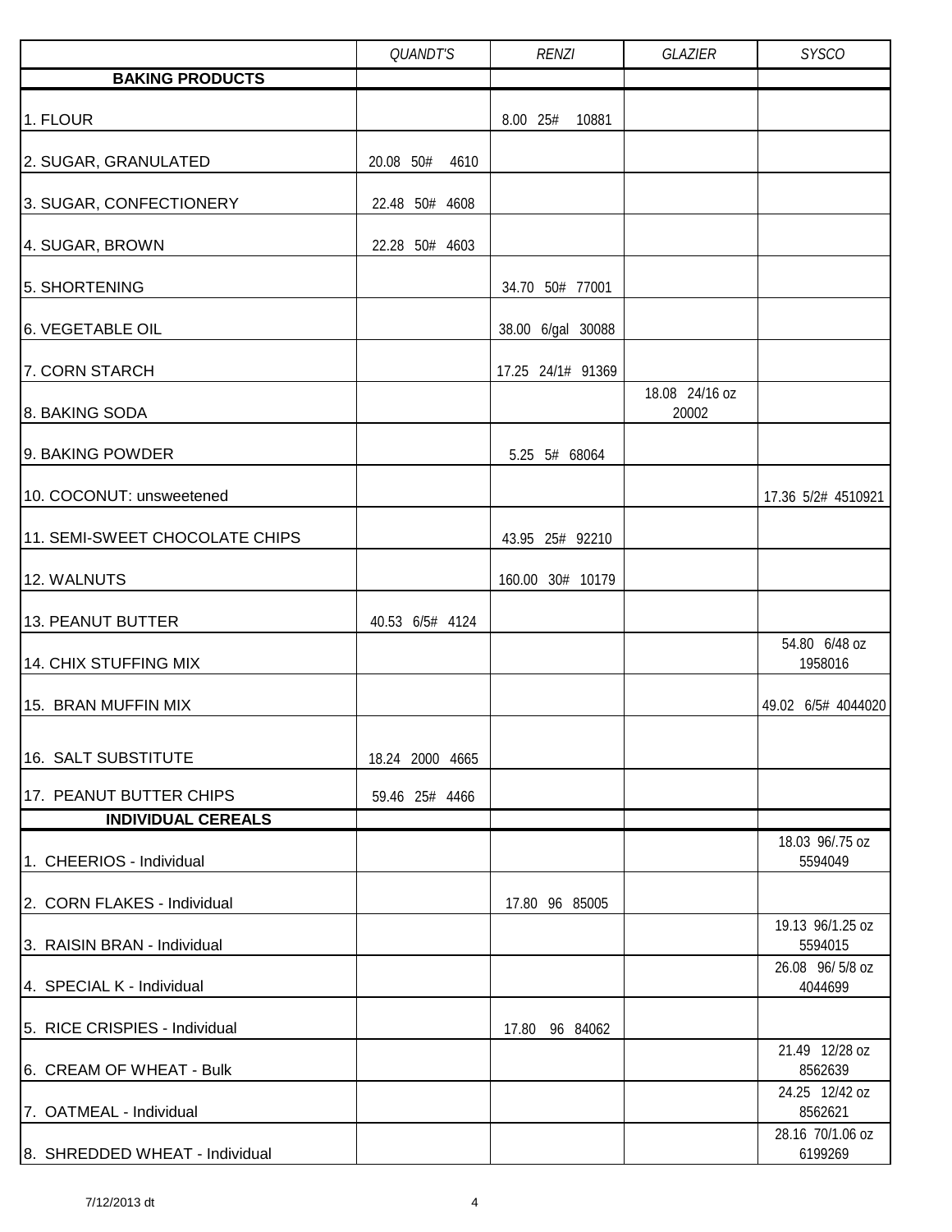| | *QUANDT'S* | *RENZI* | *GLAZIER* | *SYSCO* |
|---|---|---|---|---|
| **BAKING PRODUCTS** | | | | |
| 1. FLOUR | | 8.00 25# 10881 | | |
| 2. SUGAR, GRANULATED | 20.08 50# 4610 | | | |
| 3. SUGAR, CONFECTIONERY | 22.48 50# 4608 | | | |
| 4. SUGAR, BROWN | 22.28 50# 4603 | | | |
| 5. SHORTENING | | 34.70 50# 77001 | | |
| 6. VEGETABLE OIL | | 38.00 6/gal 30088 | | |
| 7. CORN STARCH | | 17.25 24/1# 91369 | | |
| 8. BAKING SODA | | | 18.08 24/16 oz 20002 | |
| 9. BAKING POWDER | | 5.25 5# 68064 | | |
| 10. COCONUT: unsweetened | | | | 17.36 5/2# 4510921 |
| 11. SEMI-SWEET CHOCOLATE CHIPS | | 43.95 25# 92210 | | |
| 12. WALNUTS | | 160.00 30# 10179 | | |
| 13. PEANUT BUTTER | 40.53 6/5# 4124 | | | |
| 14. CHIX STUFFING MIX | | | | 54.80 6/48 oz 1958016 |
| 15. BRAN MUFFIN MIX | | | | 49.02 6/5# 4044020 |
| 16. SALT SUBSTITUTE | 18.24 2000 4665 | | | |
| 17. PEANUT BUTTER CHIPS | 59.46 25# 4466 | | | |
| **INDIVIDUAL CEREALS** | | | | |
| 1. CHEERIOS - Individual | | | | 18.03 96/.75 oz 5594049 |
| 2. CORN FLAKES - Individual | | 17.80 96 85005 | | |
| 3. RAISIN BRAN - Individual | | | | 19.13 96/1.25 oz 5594015 |
| 4. SPECIAL K - Individual | | | | 26.08 96/ 5/8 oz 4044699 |
| 5. RICE CRISPIES - Individual | | 17.80 96 84062 | | |
| 6. CREAM OF WHEAT - Bulk | | | | 21.49 12/28 oz 8562639 |
| 7. OATMEAL - Individual | | | | 24.25 12/42 oz 8562621 |
| 8. SHREDDED WHEAT - Individual | | | | 28.16 70/1.06 oz 6199269 |

7/12/2013 dt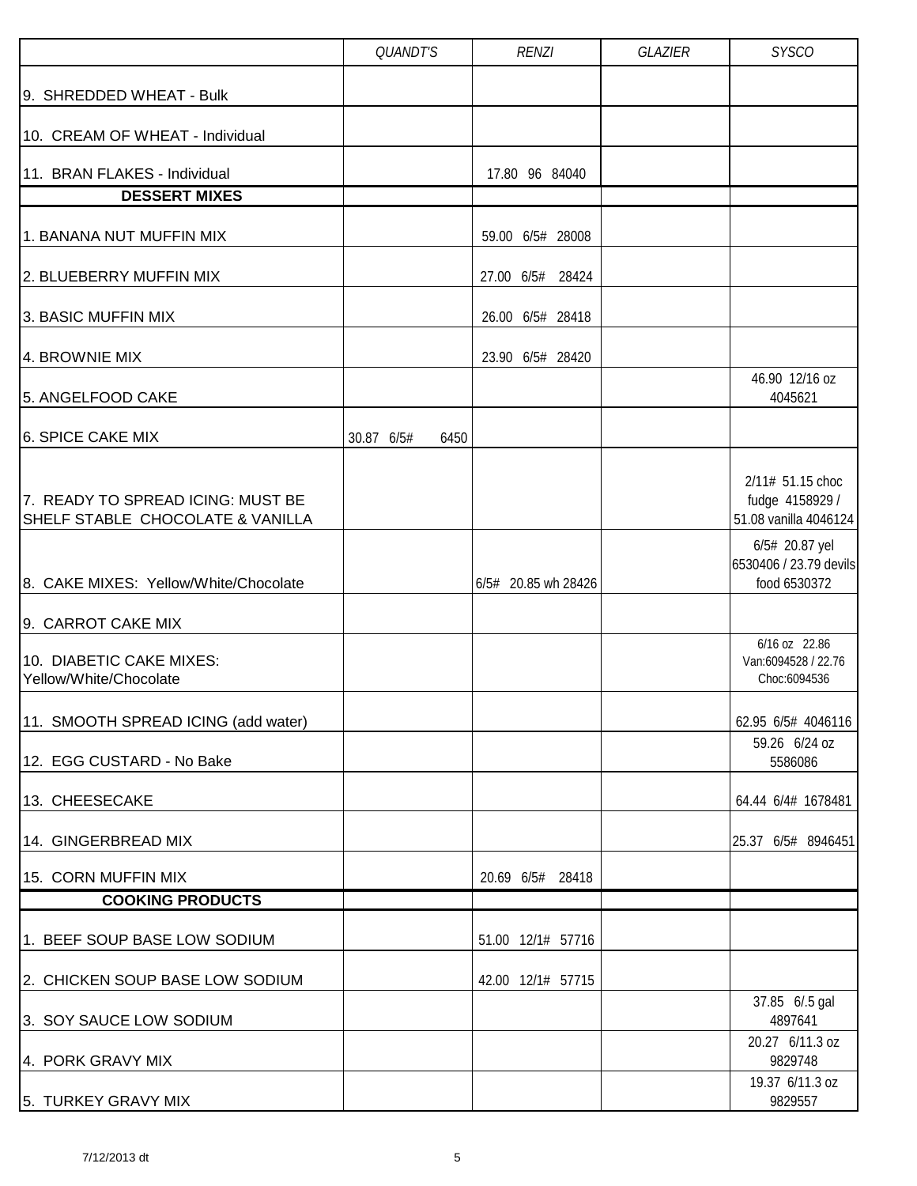| | QUANDT'S | RENZI | GLAZIER | SYSCO |
|---|---|---|---|---|
| 9. SHREDDED WHEAT - Bulk | | | | |
| 10. CREAM OF WHEAT - Individual | | | | |
| 11. BRAN FLAKES - Individual | | 17.80 96 84040 | | |
| **DESSERT MIXES** | | | | |
| 1. BANANA NUT MUFFIN MIX | | 59.00 6/5# 28008 | | |
| 2. BLUEBERRY MUFFIN MIX | | 27.00 6/5# 28424 | | |
| 3. BASIC MUFFIN MIX | | 26.00 6/5# 28418 | | |
| 4. BROWNIE MIX | | 23.90 6/5# 28420 | | |
| 5. ANGELFOOD CAKE | | | | 46.90 12/16 oz 4045621 |
| 6. SPICE CAKE MIX | 30.87 6/5# 6450 | | | |
| 7. READY TO SPREAD ICING: MUST BE SHELF STABLE CHOCOLATE & VANILLA | | | | 2/11# 51.15 choc fudge 4158929 / 51.08 vanilla 4046124 |
| 8. CAKE MIXES: Yellow/White/Chocolate | | 6/5# 20.85 wh 28426 | | 6/5# 20.87 yel 6530406 / 23.79 devils food 6530372 |
| 9. CARROT CAKE MIX | | | | |
| 10. DIABETIC CAKE MIXES: Yellow/White/Chocolate | | | | 6/16 oz 22.86 Van:6094528 / 22.76 Choc:6094536 |
| 11. SMOOTH SPREAD ICING (add water) | | | | 62.95 6/5# 4046116 |
| 12. EGG CUSTARD - No Bake | | | | 59.26 6/24 oz 5586086 |
| 13. CHEESECAKE | | | | 64.44 6/4# 1678481 |
| 14. GINGERBREAD MIX | | | | 25.37 6/5# 8946451 |
| 15. CORN MUFFIN MIX | | 20.69 6/5# 28418 | | |
| **COOKING PRODUCTS** | | | | |
| 1. BEEF SOUP BASE LOW SODIUM | | 51.00 12/1# 57716 | | |
| 2. CHICKEN SOUP BASE LOW SODIUM | | 42.00 12/1# 57715 | | |
| 3. SOY SAUCE LOW SODIUM | | | | 37.85 6/.5 gal 4897641 |
| 4. PORK GRAVY MIX | | | | 20.27 6/11.3 oz 9829748 |
| 5. TURKEY GRAVY MIX | | | | 19.37 6/11.3 oz 9829557 |

7/12/2013 dt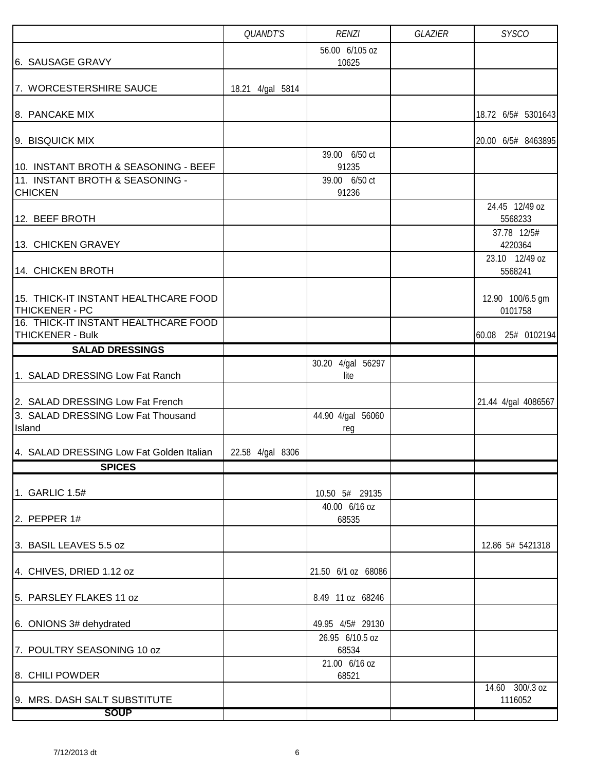| | QUANDT'S | RENZI | GLAZIER | SYSCO |
|---|---|---|---|---|
| 6. SAUSAGE GRAVY | | 56.00 6/105 oz 10625 | | |
| 7. WORCESTERSHIRE SAUCE | 18.21 4/gal 5814 | | | |
| 8. PANCAKE MIX | | | | 18.72 6/5# 5301643 |
| 9. BISQUICK MIX | | | | 20.00 6/5# 8463895 |
| 10. INSTANT BROTH & SEASONING - BEEF | | 39.00 6/50 ct 91235 | | |
| 11. INSTANT BROTH & SEASONING - CHICKEN | | 39.00 6/50 ct 91236 | | |
| 12. BEEF BROTH | | | | 24.45 12/49 oz 5568233 |
| 13. CHICKEN GRAVEY | | | | 37.78 12/5# 4220364 |
| 14. CHICKEN BROTH | | | | 23.10 12/49 oz 5568241 |
| 15. THICK-IT INSTANT HEALTHCARE FOOD THICKENER - PC | | | | 12.90 100/6.5 gm 0101758 |
| 16. THICK-IT INSTANT HEALTHCARE FOOD THICKENER - Bulk | | | | 60.08 25# 0102194 |
| **SALAD DRESSINGS** | | | | |
| 1. SALAD DRESSING Low Fat Ranch | | 30.20 4/gal 56297 lite | | |
| 2. SALAD DRESSING Low Fat French | | | | 21.44 4/gal 4086567 |
| 3. SALAD DRESSING Low Fat Thousand Island | | 44.90 4/gal 56060 reg | | |
| 4. SALAD DRESSING Low Fat Golden Italian | 22.58 4/gal 8306 | | | |
| **SPICES** | | | | |
| 1. GARLIC 1.5# | | 10.50 5# 29135 | | |
| 2. PEPPER 1# | | 40.00 6/16 oz 68535 | | |
| 3. BASIL LEAVES 5.5 oz | | | | 12.86 5# 5421318 |
| 4. CHIVES, DRIED 1.12 oz | | 21.50 6/1 oz 68086 | | |
| 5. PARSLEY FLAKES 11 oz | | 8.49 11 oz 68246 | | |
| 6. ONIONS 3# dehydrated | | 49.95 4/5# 29130 | | |
| 7. POULTRY SEASONING 10 oz | | 26.95 6/10.5 oz 68534 | | |
| 8. CHILI POWDER | | 21.00 6/16 oz 68521 | | |
| 9. MRS. DASH SALT SUBSTITUTE | | | | 14.60 300/.3 oz 1116052 |
| **SOUP** | | | | |

7/12/2013 dt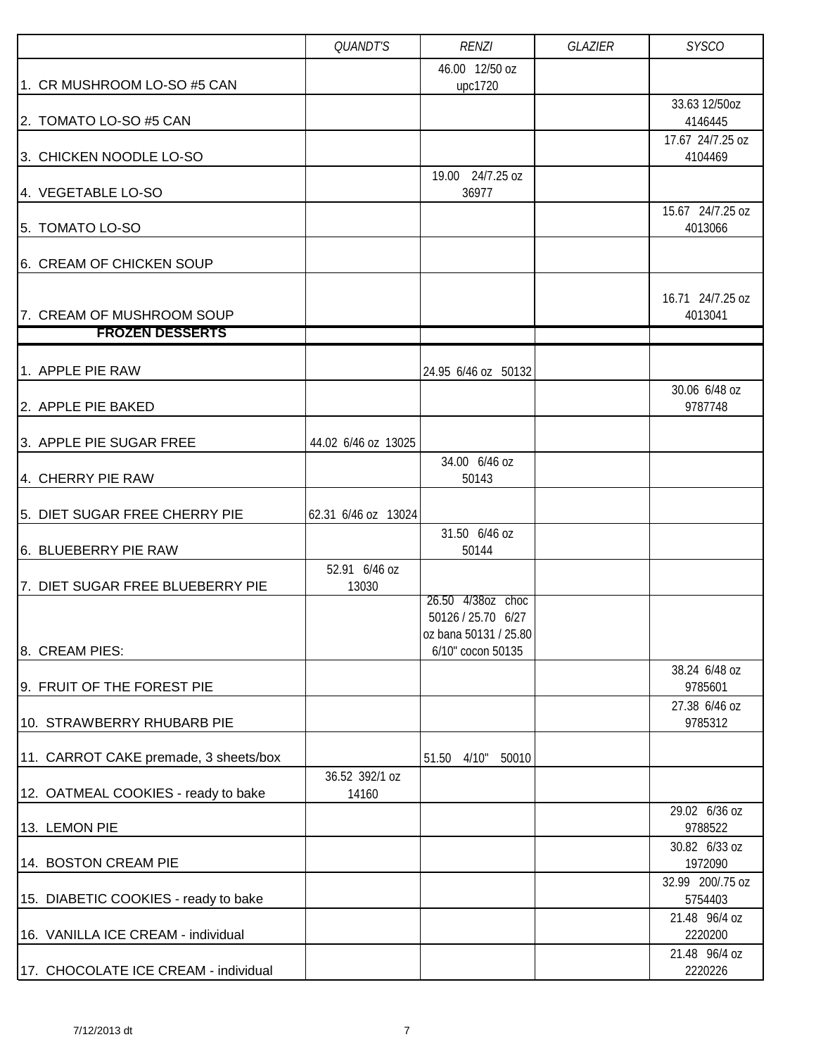| | QUANDT'S | RENZI | GLAZIER | SYSCO |
|---|---|---|---|---|
| 1. CR MUSHROOM LO-SO #5 CAN | | 46.00 12/50 oz upc1720 | | |
| 2. TOMATO LO-SO #5 CAN | | | | 33.63 12/50oz 4146445 |
| 3. CHICKEN NOODLE LO-SO | | | | 17.67 24/7.25 oz 4104469 |
| 4. VEGETABLE LO-SO | | 19.00 24/7.25 oz 36977 | | |
| 5. TOMATO LO-SO | | | | 15.67 24/7.25 oz 4013066 |
| 6. CREAM OF CHICKEN SOUP | | | | |
| 7. CREAM OF MUSHROOM SOUP | | | | 16.71 24/7.25 oz 4013041 |
| **FROZEN DESSERTS** | | | | |
| 1. APPLE PIE RAW | | 24.95 6/46 oz 50132 | | |
| 2. APPLE PIE BAKED | | | | 30.06 6/48 oz 9787748 |
| 3. APPLE PIE SUGAR FREE | 44.02 6/46 oz 13025 | | | |
| 4. CHERRY PIE RAW | | 34.00 6/46 oz 50143 | | |
| 5. DIET SUGAR FREE CHERRY PIE | 62.31 6/46 oz 13024 | | | |
| 6. BLUEBERRY PIE RAW | | 31.50 6/46 oz 50144 | | |
| 7. DIET SUGAR FREE BLUEBERRY PIE | 52.91 6/46 oz 13030 | | | |
| 8. CREAM PIES: | | 26.50 4/38oz choc 50126 / 25.70 6/27 oz bana 50131 / 25.80 6/10" cocon 50135 | | |
| 9. FRUIT OF THE FOREST PIE | | | | 38.24 6/48 oz 9785601 |
| 10. STRAWBERRY RHUBARB PIE | | | | 27.38 6/46 oz 9785312 |
| 11. CARROT CAKE premade, 3 sheets/box | | 51.50 4/10" 50010 | | |
| 12. OATMEAL COOKIES - ready to bake | 36.52 392/1 oz 14160 | | | |
| 13. LEMON PIE | | | | 29.02 6/36 oz 9788522 |
| 14. BOSTON CREAM PIE | | | | 30.82 6/33 oz 1972090 |
| 15. DIABETIC COOKIES - ready to bake | | | | 32.99 200/.75 oz 5754403 |
| 16. VANILLA ICE CREAM - individual | | | | 21.48 96/4 oz 2220200 |
| 17. CHOCOLATE ICE CREAM - individual | | | | 21.48 96/4 oz 2220226 |

7/12/2013 dt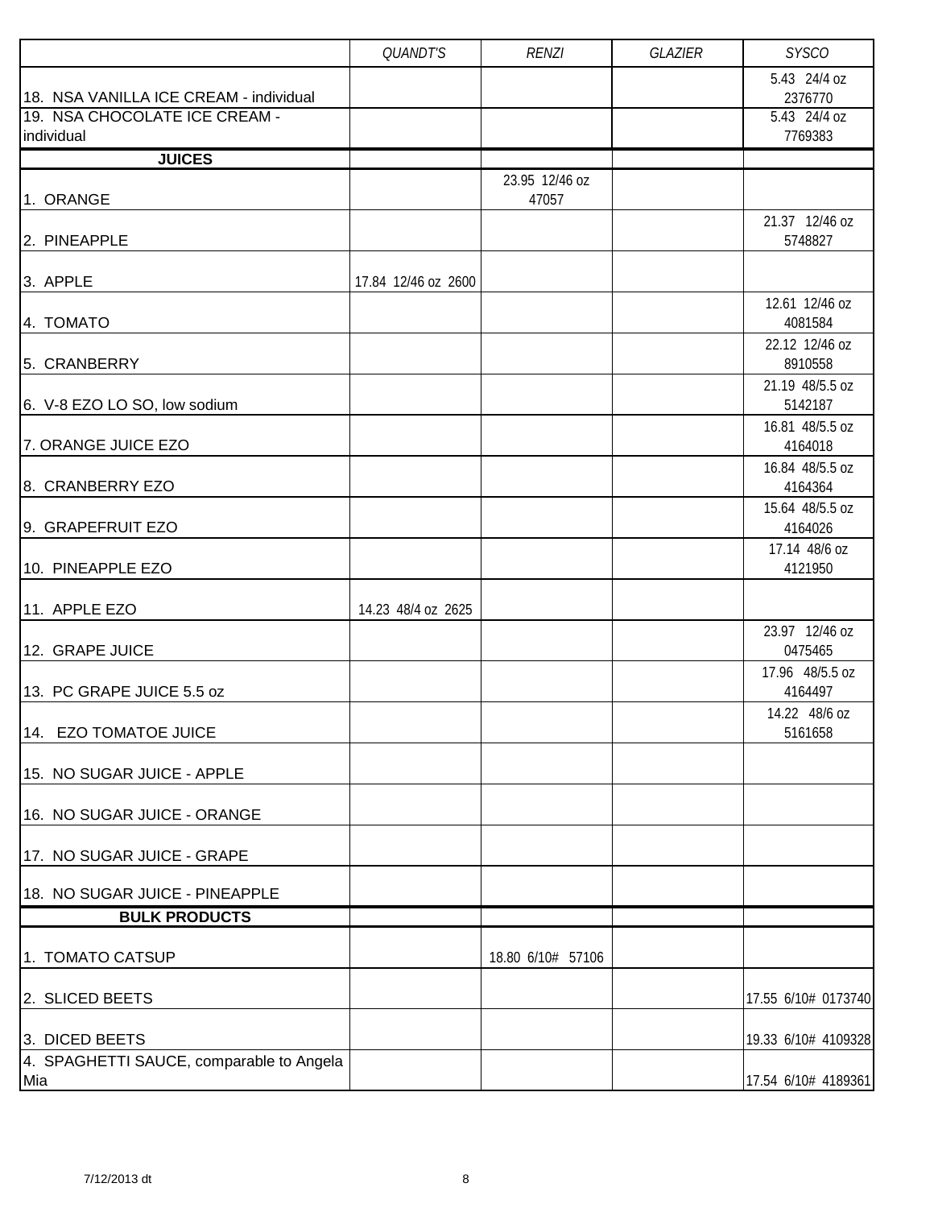| | QUANDT'S | RENZI | GLAZIER | SYSCO |
|---|---|---|---|---|
| 18. NSA VANILLA ICE CREAM - individual | | | | 5.43 24/4 oz 2376770 |
| 19. NSA CHOCOLATE ICE CREAM - individual | | | | 5.43 24/4 oz 7769383 |
| **JUICES** | | | | |
| 1. ORANGE | | 23.95 12/46 oz 47057 | | |
| 2. PINEAPPLE | | | | 21.37 12/46 oz 5748827 |
| 3. APPLE | 17.84 12/46 oz 2600 | | | |
| 4. TOMATO | | | | 12.61 12/46 oz 4081584 |
| 5. CRANBERRY | | | | 22.12 12/46 oz 8910558 |
| 6. V-8 EZO LO SO, low sodium | | | | 21.19 48/5.5 oz 5142187 |
| 7. ORANGE JUICE EZO | | | | 16.81 48/5.5 oz 4164018 |
| 8. CRANBERRY EZO | | | | 16.84 48/5.5 oz 4164364 |
| 9. GRAPEFRUIT EZO | | | | 15.64 48/5.5 oz 4164026 |
| 10. PINEAPPLE EZO | | | | 17.14 48/6 oz 4121950 |
| 11. APPLE EZO | 14.23 48/4 oz 2625 | | | |
| 12. GRAPE JUICE | | | | 23.97 12/46 oz 0475465 |
| 13. PC GRAPE JUICE 5.5 oz | | | | 17.96 48/5.5 oz 4164497 |
| 14. EZO TOMATOE JUICE | | | | 14.22 48/6 oz 5161658 |
| 15. NO SUGAR JUICE - APPLE | | | | |
| 16. NO SUGAR JUICE - ORANGE | | | | |
| 17. NO SUGAR JUICE - GRAPE | | | | |
| 18. NO SUGAR JUICE - PINEAPPLE | | | | |
| **BULK PRODUCTS** | | | | |
| 1. TOMATO CATSUP | | 18.80 6/10# 57106 | | |
| 2. SLICED BEETS | | | | 17.55 6/10# 0173740 |
| 3. DICED BEETS | | | | 19.33 6/10# 4109328 |
| 4. SPAGHETTI SAUCE, comparable to Angela Mia | | | | 17.54 6/10# 4189361 |

7/12/2013 dt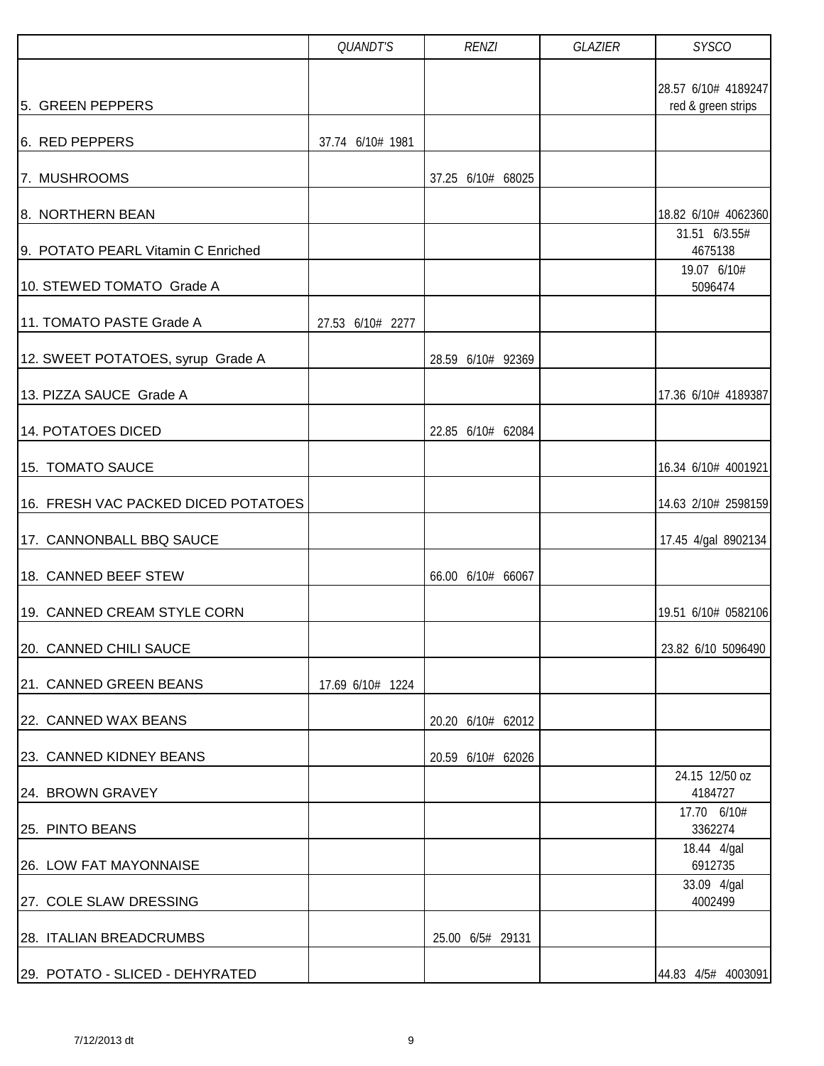| | QUANDT'S | RENZI | GLAZIER | SYSCO |
|---|---|---|---|---|
| 5. GREEN PEPPERS | | | | 28.57 6/10# 4189247 red & green strips |
| 6. RED PEPPERS | 37.74 6/10# 1981 | | | |
| 7. MUSHROOMS | | 37.25 6/10# 68025 | | |
| 8. NORTHERN BEAN | | | | 18.82 6/10# 4062360 |
| 9. POTATO PEARL Vitamin C Enriched | | | | 31.51 6/3.55# 4675138 |
| 10. STEWED TOMATO Grade A | | | | 19.07 6/10# 5096474 |
| 11. TOMATO PASTE Grade A | 27.53 6/10# 2277 | | | |
| 12. SWEET POTATOES, syrup Grade A | | 28.59 6/10# 92369 | | |
| 13. PIZZA SAUCE Grade A | | | | 17.36 6/10# 4189387 |
| 14. POTATOES DICED | | 22.85 6/10# 62084 | | |
| 15. TOMATO SAUCE | | | | 16.34 6/10# 4001921 |
| 16. FRESH VAC PACKED DICED POTATOES | | | | 14.63 2/10# 2598159 |
| 17. CANNONBALL BBQ SAUCE | | | | 17.45 4/gal 8902134 |
| 18. CANNED BEEF STEW | | 66.00 6/10# 66067 | | |
| 19. CANNED CREAM STYLE CORN | | | | 19.51 6/10# 0582106 |
| 20. CANNED CHILI SAUCE | | | | 23.82 6/10 5096490 |
| 21. CANNED GREEN BEANS | 17.69 6/10# 1224 | | | |
| 22. CANNED WAX BEANS | | 20.20 6/10# 62012 | | |
| 23. CANNED KIDNEY BEANS | | 20.59 6/10# 62026 | | |
| 24. BROWN GRAVEY | | | | 24.15 12/50 oz 4184727 |
| 25. PINTO BEANS | | | | 17.70 6/10# 3362274 |
| 26. LOW FAT MAYONNAISE | | | | 18.44 4/gal 6912735 |
| 27. COLE SLAW DRESSING | | | | 33.09 4/gal 4002499 |
| 28. ITALIAN BREADCRUMBS | | 25.00 6/5# 29131 | | |
| 29. POTATO - SLICED - DEHYRATED | | | | 44.83 4/5# 4003091 |

7/12/2013 dt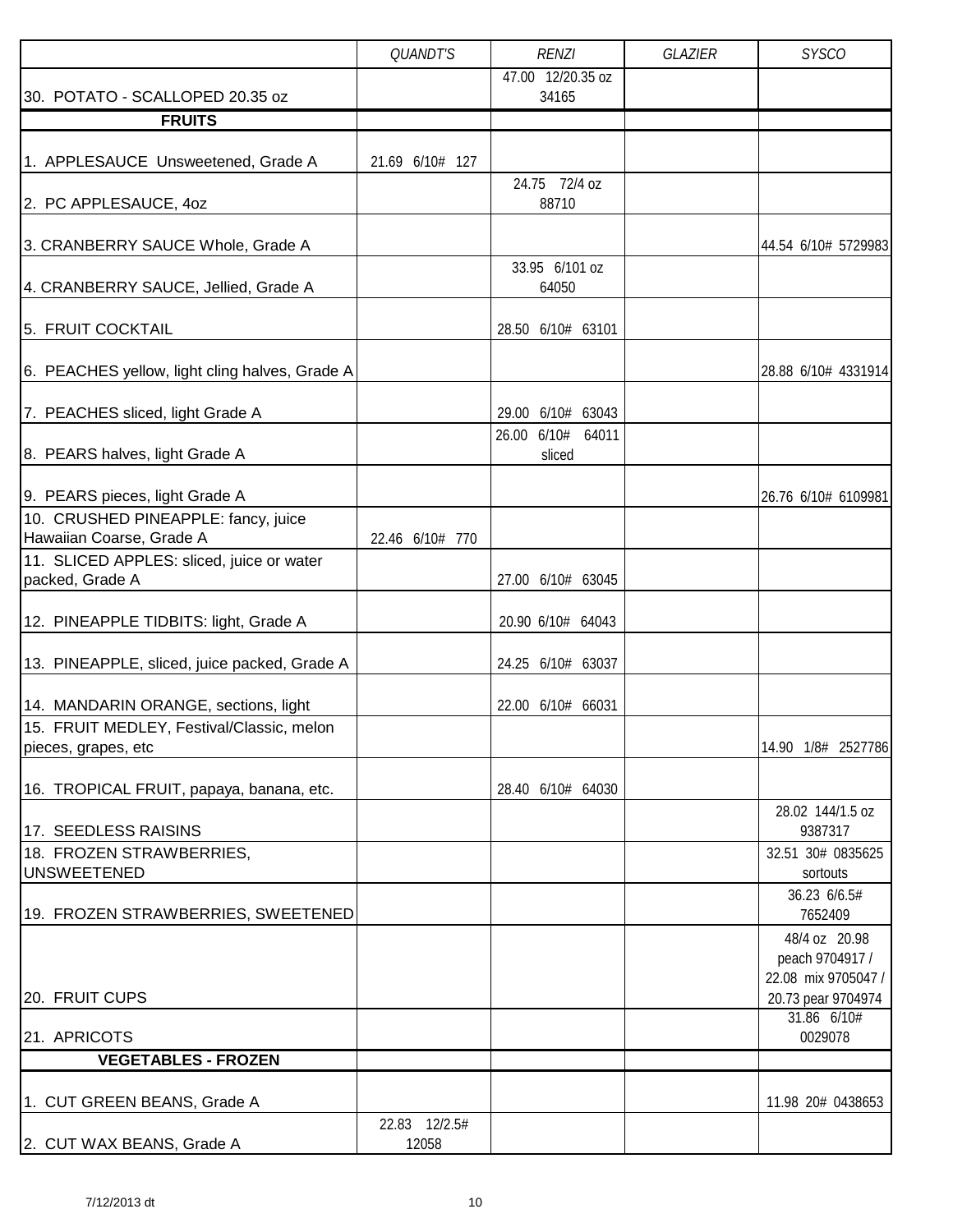| | QUANDT'S | RENZI | GLAZIER | SYSCO |
|---|---|---|---|---|
| 30. POTATO - SCALLOPED 20.35 oz | | 47.00 12/20.35 oz 34165 | | |
| **FRUITS** | | | | |
| 1. APPLESAUCE Unsweetened, Grade A | 21.69 6/10# 127 | | | |
| 2. PC APPLESAUCE, 4oz | | 24.75 72/4 oz 88710 | | |
| 3. CRANBERRY SAUCE Whole, Grade A | | | | 44.54 6/10# 5729983 |
| 4. CRANBERRY SAUCE, Jellied, Grade A | | 33.95 6/101 oz 64050 | | |
| 5. FRUIT COCKTAIL | | 28.50 6/10# 63101 | | |
| 6. PEACHES yellow, light cling halves, Grade A | | | | 28.88 6/10# 4331914 |
| 7. PEACHES sliced, light Grade A | | 29.00 6/10# 63043 | | |
| 8. PEARS halves, light Grade A | | 26.00 6/10# 64011 sliced | | |
| 9. PEARS pieces, light Grade A | | | | 26.76 6/10# 6109981 |
| 10. CRUSHED PINEAPPLE: fancy, juice Hawaiian Coarse, Grade A | 22.46 6/10# 770 | | | |
| 11. SLICED APPLES: sliced, juice or water packed, Grade A | | 27.00 6/10# 63045 | | |
| 12. PINEAPPLE TIDBITS: light, Grade A | | 20.90 6/10# 64043 | | |
| 13. PINEAPPLE, sliced, juice packed, Grade A | | 24.25 6/10# 63037 | | |
| 14. MANDARIN ORANGE, sections, light | | 22.00 6/10# 66031 | | |
| 15. FRUIT MEDLEY, Festival/Classic, melon pieces, grapes, etc | | | | 14.90 1/8# 2527786 |
| 16. TROPICAL FRUIT, papaya, banana, etc. | | 28.40 6/10# 64030 | | |
| 17. SEEDLESS RAISINS | | | | 28.02 144/1.5 oz 9387317 |
| 18. FROZEN STRAWBERRIES, UNSWEETENED | | | | 32.51 30# 0835625 sortouts |
| 19. FROZEN STRAWBERRIES, SWEETENED | | | | 36.23 6/6.5# 7652409 |
| 20. FRUIT CUPS | | | | 48/4 oz 20.98 peach 9704917 / 22.08 mix 9705047 / 20.73 pear 9704974 |
| 21. APRICOTS | | | | 31.86 6/10# 0029078 |
| **VEGETABLES - FROZEN** | | | | |
| 1. CUT GREEN BEANS, Grade A | | | | 11.98 20# 0438653 |
| 2. CUT WAX BEANS, Grade A | 22.83 12/2.5# 12058 | | | |

7/12/2013 dt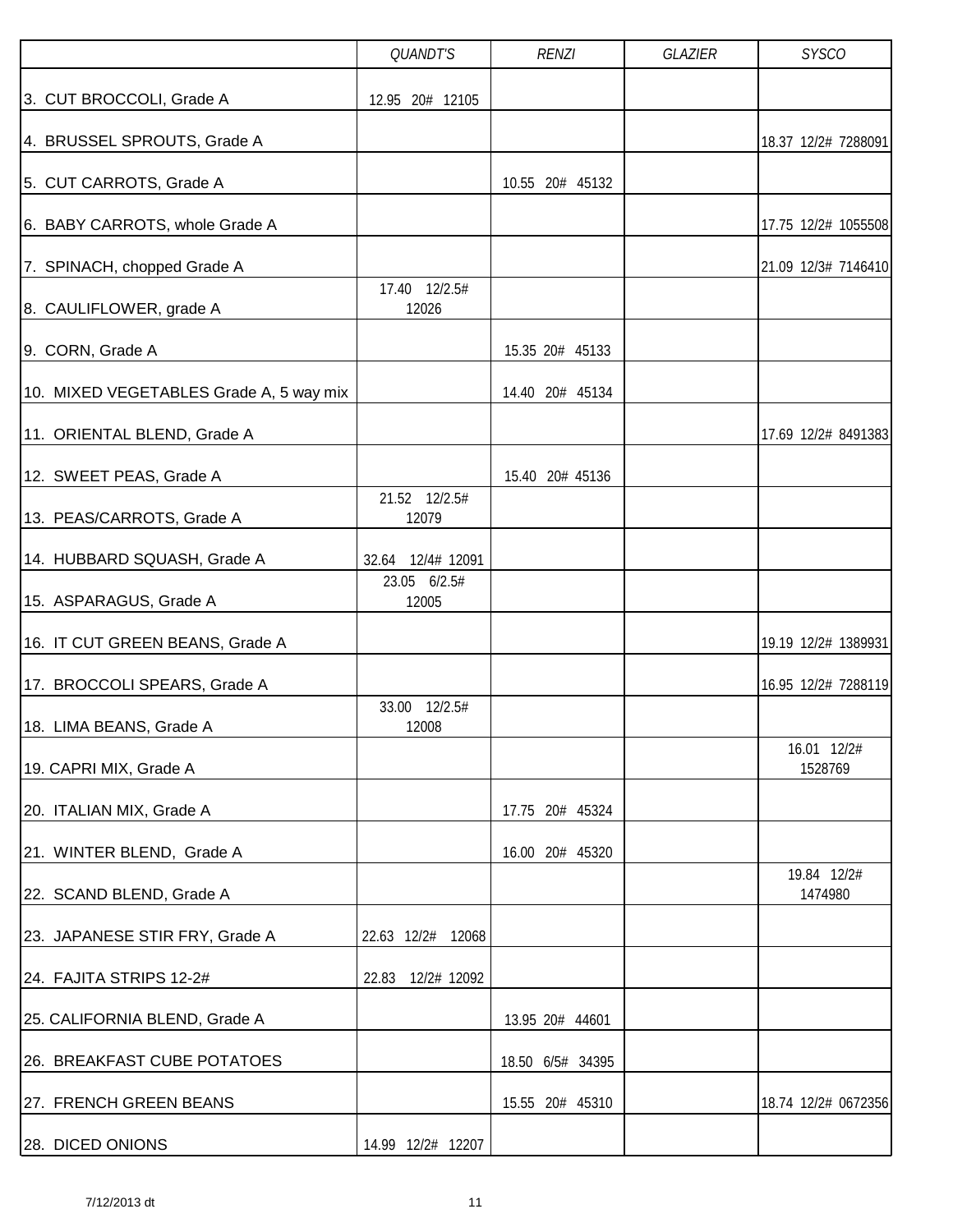| | *QUANDT'S* | *RENZI* | *GLAZIER* | *SYSCO* |
|---|---|---|---|---|
| 3. CUT BROCCOLI, Grade A | 12.95 20# 12105 | | | |
| 4. BRUSSEL SPROUTS, Grade A | | | | 18.37 12/2# 7288091 |
| 5. CUT CARROTS, Grade A | | 10.55 20# 45132 | | |
| 6. BABY CARROTS, whole Grade A | | | | 17.75 12/2# 1055508 |
| 7. SPINACH, chopped Grade A | | | | 21.09 12/3# 7146410 |
| 8. CAULIFLOWER, grade A | 17.40 12/2.5# 12026 | | | |
| 9. CORN, Grade A | | 15.35 20# 45133 | | |
| 10. MIXED VEGETABLES Grade A, 5 way mix | | 14.40 20# 45134 | | |
| 11. ORIENTAL BLEND, Grade A | | | | 17.69 12/2# 8491383 |
| 12. SWEET PEAS, Grade A | | 15.40 20# 45136 | | |
| 13. PEAS/CARROTS, Grade A | 21.52 12/2.5# 12079 | | | |
| 14. HUBBARD SQUASH, Grade A | 32.64 12/4# 12091 | | | |
| 15. ASPARAGUS, Grade A | 23.05 6/2.5# 12005 | | | |
| 16. IT CUT GREEN BEANS, Grade A | | | | 19.19 12/2# 1389931 |
| 17. BROCCOLI SPEARS, Grade A | | | | 16.95 12/2# 7288119 |
| 18. LIMA BEANS, Grade A | 33.00 12/2.5# 12008 | | | |
| 19. CAPRI MIX, Grade A | | | | 16.01 12/2# 1528769 |
| 20. ITALIAN MIX, Grade A | | 17.75 20# 45324 | | |
| 21. WINTER BLEND, Grade A | | 16.00 20# 45320 | | |
| 22. SCAND BLEND, Grade A | | | | 19.84 12/2# 1474980 |
| 23. JAPANESE STIR FRY, Grade A | 22.63 12/2# 12068 | | | |
| 24. FAJITA STRIPS 12-2# | 22.83 12/2# 12092 | | | |
| 25. CALIFORNIA BLEND, Grade A | | 13.95 20# 44601 | | |
| 26. BREAKFAST CUBE POTATOES | | 18.50 6/5# 34395 | | |
| 27. FRENCH GREEN BEANS | | 15.55 20# 45310 | | 18.74 12/2# 0672356 |
| 28. DICED ONIONS | 14.99 12/2# 12207 | | | |

7/12/2013 dt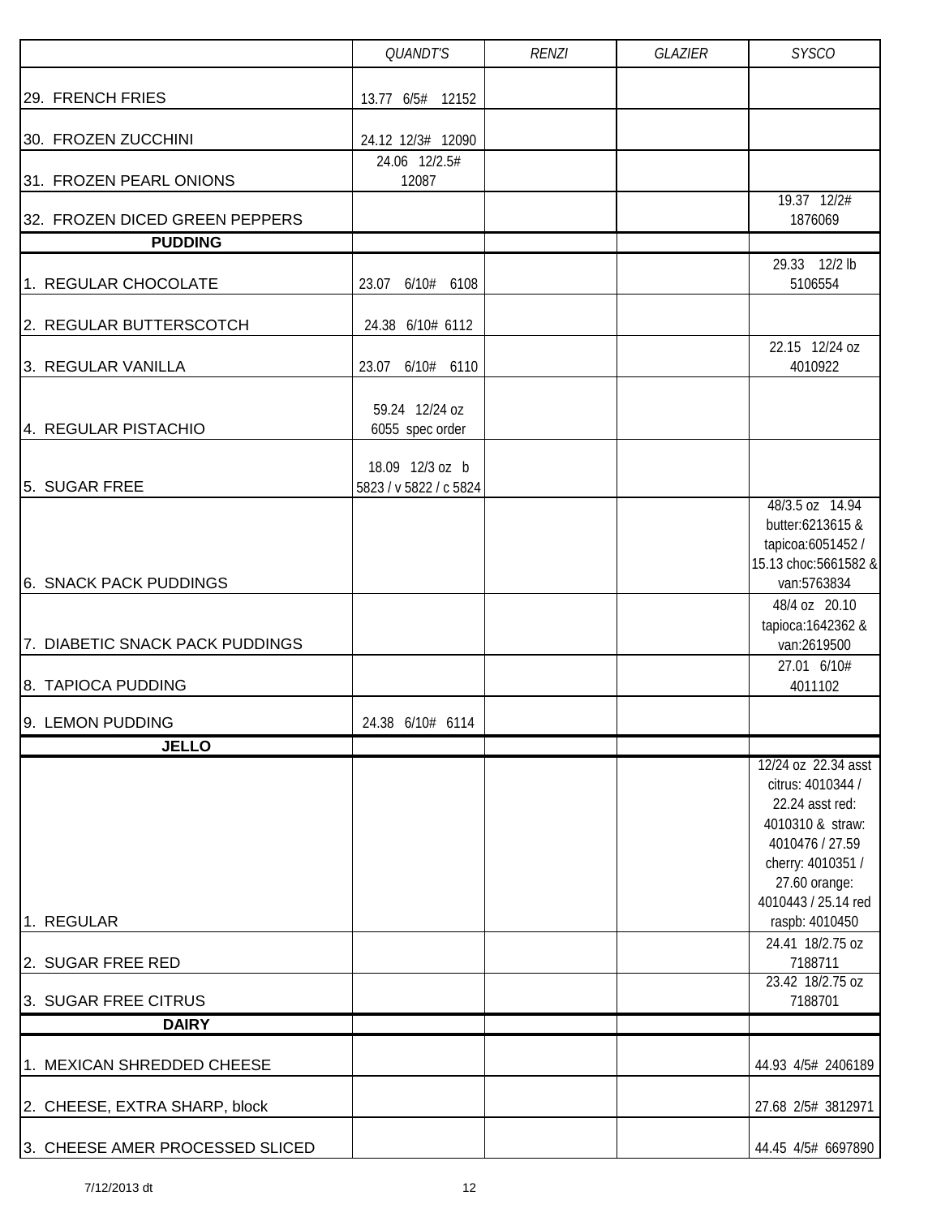| | QUANDT'S | RENZI | GLAZIER | SYSCO |
|---|---|---|---|---|
| 29. FRENCH FRIES | 13.77 6/5# 12152 | | | |
| 30. FROZEN ZUCCHINI | 24.12 12/3# 12090 | | | |
| 31. FROZEN PEARL ONIONS | 24.06 12/2.5# 12087 | | | |
| 32. FROZEN DICED GREEN PEPPERS | | | | 19.37 12/2# 1876069 |
| **PUDDING** | | | | |
| 1. REGULAR CHOCOLATE | 23.07 6/10# 6108 | | | 29.33 12/2 lb 5106554 |
| 2. REGULAR BUTTERSCOTCH | 24.38 6/10# 6112 | | | |
| 3. REGULAR VANILLA | 23.07 6/10# 6110 | | | 22.15 12/24 oz 4010922 |
| 4. REGULAR PISTACHIO | 59.24 12/24 oz 6055 spec order | | | |
| 5. SUGAR FREE | 18.09 12/3 oz b 5823 / v 5822 / c 5824 | | | |
| 6. SNACK PACK PUDDINGS | | | | 48/3.5 oz 14.94 butter:6213615 & tapicoa:6051452 / 15.13 choc:5661582 & van:5763834 |
| 7. DIABETIC SNACK PACK PUDDINGS | | | | 48/4 oz 20.10 tapioca:1642362 & van:2619500 |
| 8. TAPIOCA PUDDING | | | | 27.01 6/10# 4011102 |
| 9. LEMON PUDDING | 24.38 6/10# 6114 | | | |
| **JELLO** | | | | |
| 1. REGULAR | | | | 12/24 oz 22.34 asst citrus: 4010344 / 22.24 asst red: 4010310 & straw: 4010476 / 27.59 cherry: 4010351 / 27.60 orange: 4010443 / 25.14 red raspb: 4010450 |
| 2. SUGAR FREE RED | | | | 24.41 18/2.75 oz 7188711 |
| 3. SUGAR FREE CITRUS | | | | 23.42 18/2.75 oz 7188701 |
| **DAIRY** | | | | |
| 1. MEXICAN SHREDDED CHEESE | | | | 44.93 4/5# 2406189 |
| 2. CHEESE, EXTRA SHARP, block | | | | 27.68 2/5# 3812971 |
| 3. CHEESE AMER PROCESSED SLICED | | | | 44.45 4/5# 6697890 |

7/12/2013 dt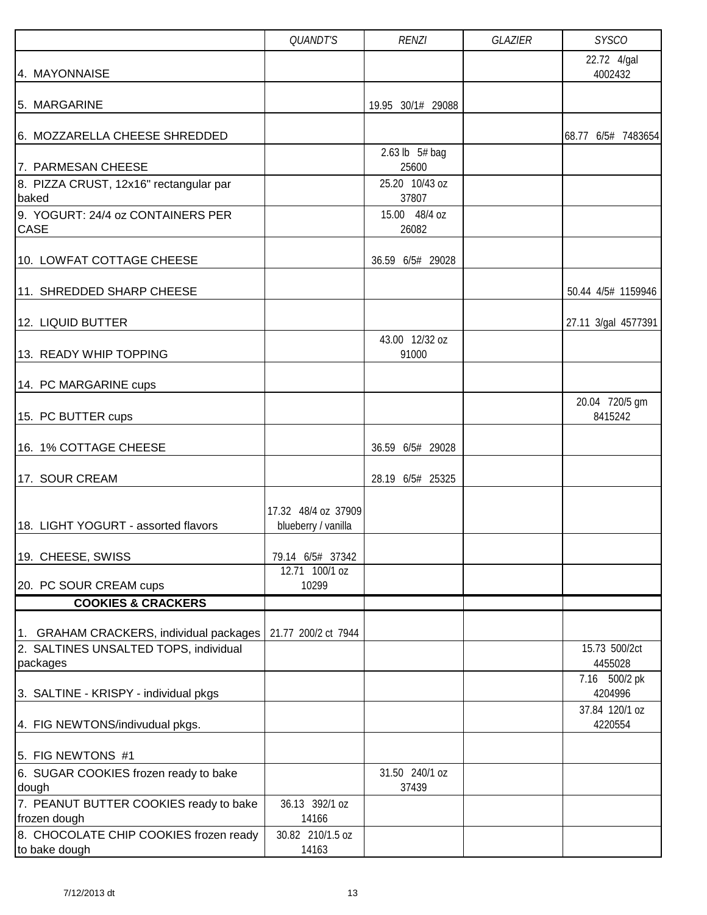| | QUANDT'S | RENZI | GLAZIER | SYSCO |
|---|---|---|---|---|
| 4. MAYONNAISE | | | | 22.72 4/gal 4002432 |
| 5. MARGARINE | | 19.95 30/1# 29088 | | |
| 6. MOZZARELLA CHEESE SHREDDED | | | | 68.77 6/5# 7483654 |
| 7. PARMESAN CHEESE | | 2.63 lb 5# bag 25600 | | |
| 8. PIZZA CRUST, 12x16" rectangular par baked | | 25.20 10/43 oz 37807 | | |
| 9. YOGURT: 24/4 oz CONTAINERS PER CASE | | 15.00 48/4 oz 26082 | | |
| 10. LOWFAT COTTAGE CHEESE | | 36.59 6/5# 29028 | | |
| 11. SHREDDED SHARP CHEESE | | | | 50.44 4/5# 1159946 |
| 12. LIQUID BUTTER | | | | 27.11 3/gal 4577391 |
| 13. READY WHIP TOPPING | | 43.00 12/32 oz 91000 | | |
| 14. PC MARGARINE cups | | | | |
| 15. PC BUTTER cups | | | | 20.04 720/5 gm 8415242 |
| 16. 1% COTTAGE CHEESE | | 36.59 6/5# 29028 | | |
| 17. SOUR CREAM | | 28.19 6/5# 25325 | | |
| 18. LIGHT YOGURT - assorted flavors | 17.32 48/4 oz 37909 blueberry / vanilla | | | |
| 19. CHEESE, SWISS | 79.14 6/5# 37342 | | | |
| 20. PC SOUR CREAM cups | 12.71 100/1 oz 10299 | | | |
| **COOKIES & CRACKERS** | | | | |
| 1. GRAHAM CRACKERS, individual packages | 21.77 200/2 ct 7944 | | | |
| 2. SALTINES UNSALTED TOPS, individual packages | | | | 15.73 500/2ct 4455028 |
| 3. SALTINE - KRISPY - individual pkgs | | | | 7.16 500/2 pk 4204996 |
| 4. FIG NEWTONS/indivudual pkgs. | | | | 37.84 120/1 oz 4220554 |
| 5. FIG NEWTONS #1 | | | | |
| 6. SUGAR COOKIES frozen ready to bake dough | | 31.50 240/1 oz 37439 | | |
| 7. PEANUT BUTTER COOKIES ready to bake frozen dough | 36.13 392/1 oz 14166 | | | |
| 8. CHOCOLATE CHIP COOKIES frozen ready to bake dough | 30.82 210/1.5 oz 14163 | | | |

7/12/2013 dt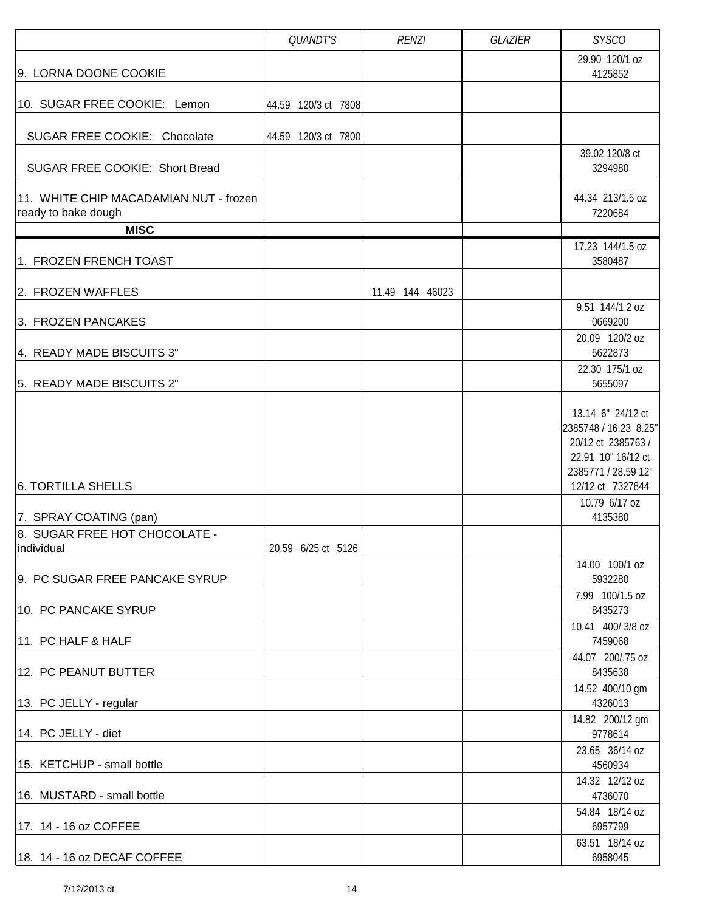| | *QUANDT'S* | *RENZI* | *GLAZIER* | *SYSCO* |
|---|---|---|---|---|
| 9. LORNA DOONE COOKIE | | | | 29.90 120/1 oz 4125852 |
| 10. SUGAR FREE COOKIE: Lemon | 44.59 120/3 ct 7808 | | | |
| SUGAR FREE COOKIE: Chocolate | 44.59 120/3 ct 7800 | | | |
| SUGAR FREE COOKIE: Short Bread | | | | 39.02 120/8 ct 3294980 |
| 11. WHITE CHIP MACADAMIAN NUT - frozen ready to bake dough | | | | 44.34 213/1.5 oz 7220684 |
| **MISC** | | | | |
| 1. FROZEN FRENCH TOAST | | | | 17.23 144/1.5 oz 3580487 |
| 2. FROZEN WAFFLES | | 11.49 144 46023 | | |
| 3. FROZEN PANCAKES | | | | 9.51 144/1.2 oz 0669200 |
| 4. READY MADE BISCUITS 3" | | | | 20.09 120/2 oz 5622873 |
| 5. READY MADE BISCUITS 2" | | | | 22.30 175/1 oz 5655097 |
| 6. TORTILLA SHELLS | | | | 13.14 6" 24/12 ct 2385748 / 16.23 8.25" 20/12 ct 2385763 / 22.91 10" 16/12 ct 2385771 / 28.59 12" 12/12 ct 7327844 |
| 7. SPRAY COATING (pan) | | | | 10.79 6/17 oz 4135380 |
| 8. SUGAR FREE HOT CHOCOLATE - individual | 20.59 6/25 ct 5126 | | | |
| 9. PC SUGAR FREE PANCAKE SYRUP | | | | 14.00 100/1 oz 5932280 |
| 10. PC PANCAKE SYRUP | | | | 7.99 100/1.5 oz 8435273 |
| 11. PC HALF & HALF | | | | 10.41 400/ 3/8 oz 7459068 |
| 12. PC PEANUT BUTTER | | | | 44.07 200/.75 oz 8435638 |
| 13. PC JELLY - regular | | | | 14.52 400/10 gm 4326013 |
| 14. PC JELLY - diet | | | | 14.82 200/12 gm 9778614 |
| 15. KETCHUP - small bottle | | | | 23.65 36/14 oz 4560934 |
| 16. MUSTARD - small bottle | | | | 14.32 12/12 oz 4736070 |
| 17. 14 - 16 oz COFFEE | | | | 54.84 18/14 oz 6957799 |
| 18. 14 - 16 oz DECAF COFFEE | | | | 63.51 18/14 oz 6958045 |

7/12/2013 dt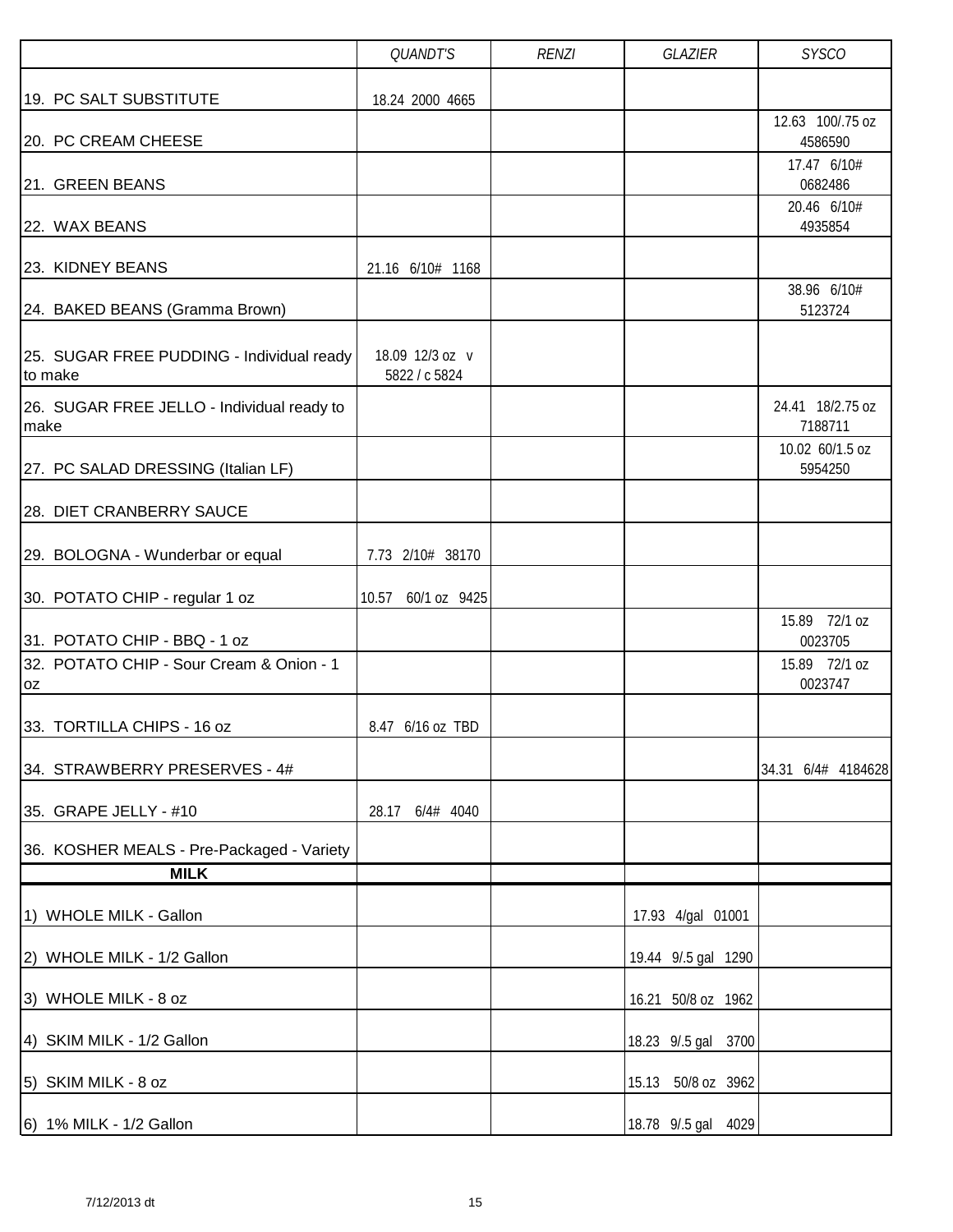| | QUANDT'S | RENZI | GLAZIER | SYSCO |
|---|---|---|---|---|
| 19. PC SALT SUBSTITUTE | 18.24 2000 4665 | | | |
| 20. PC CREAM CHEESE | | | | 12.63 100/.75 oz 4586590 |
| 21. GREEN BEANS | | | | 17.47 6/10# 0682486 |
| 22. WAX BEANS | | | | 20.46 6/10# 4935854 |
| 23. KIDNEY BEANS | 21.16 6/10# 1168 | | | |
| 24. BAKED BEANS (Gramma Brown) | | | | 38.96 6/10# 5123724 |
| 25. SUGAR FREE PUDDING - Individual ready to make | 18.09 12/3 oz v 5822 / c 5824 | | | |
| 26. SUGAR FREE JELLO - Individual ready to make | | | | 24.41 18/2.75 oz 7188711 |
| 27. PC SALAD DRESSING (Italian LF) | | | | 10.02 60/1.5 oz 5954250 |
| 28. DIET CRANBERRY SAUCE | | | | |
| 29. BOLOGNA - Wunderbar or equal | 7.73 2/10# 38170 | | | |
| 30. POTATO CHIP - regular 1 oz | 10.57 60/1 oz 9425 | | | |
| 31. POTATO CHIP - BBQ - 1 oz | | | | 15.89 72/1 oz 0023705 |
| 32. POTATO CHIP - Sour Cream & Onion - 1 oz | | | | 15.89 72/1 oz 0023747 |
| 33. TORTILLA CHIPS - 16 oz | 8.47 6/16 oz TBD | | | |
| 34. STRAWBERRY PRESERVES - 4# | | | | 34.31 6/4# 4184628 |
| 35. GRAPE JELLY - #10 | 28.17 6/4# 4040 | | | |
| 36. KOSHER MEALS - Pre-Packaged - Variety | | | | |
| **MILK** | | | | |
| 1) WHOLE MILK - Gallon | | | 17.93 4/gal 01001 | |
| 2) WHOLE MILK - 1/2 Gallon | | | 19.44 9/.5 gal 1290 | |
| 3) WHOLE MILK - 8 oz | | | 16.21 50/8 oz 1962 | |
| 4) SKIM MILK - 1/2 Gallon | | | 18.23 9/.5 gal 3700 | |
| 5) SKIM MILK - 8 oz | | | 15.13 50/8 oz 3962 | |
| 6) 1% MILK - 1/2 Gallon | | | 18.78 9/.5 gal 4029 | |

7/12/2013 dt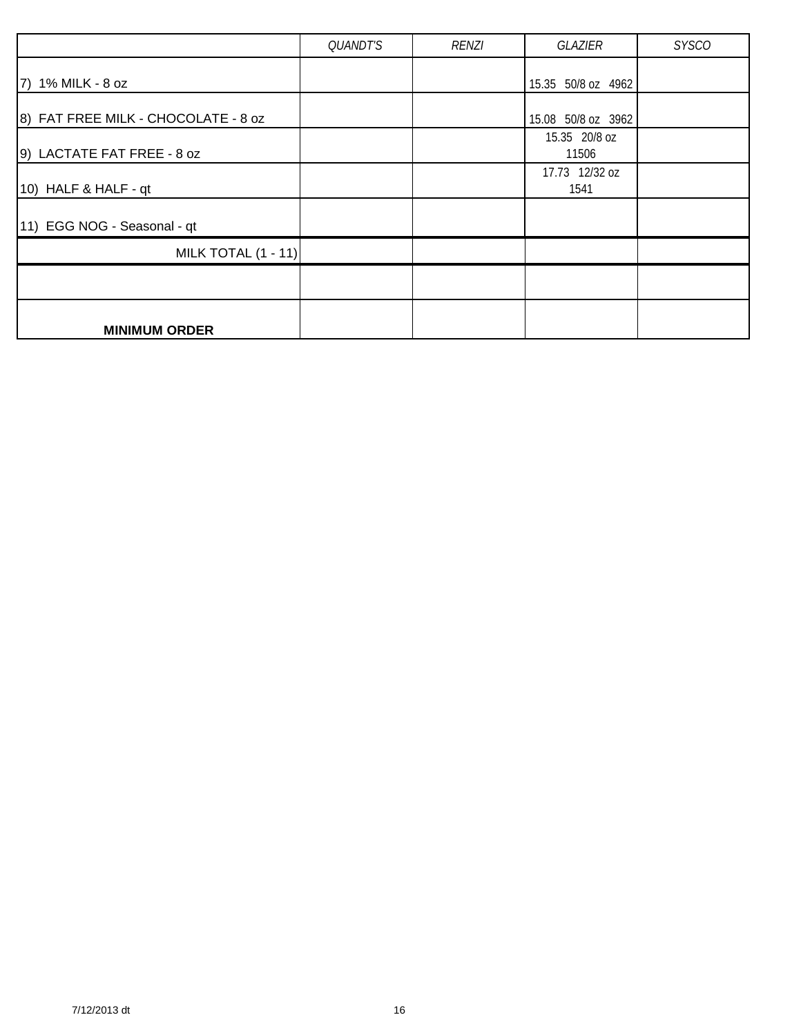| | *QUANDT'S* | *RENZI* | *GLAZIER* | *SYSCO* |
|---|---|---|---|---|
| 7) 1% MILK - 8 oz | | | 15.35 50/8 oz 4962 | |
| 8) FAT FREE MILK - CHOCOLATE - 8 oz | | | 15.08 50/8 oz 3962 | |
| 9) LACTATE FAT FREE - 8 oz | | | 15.35 20/8 oz 11506 | |
| 10) HALF & HALF - qt | | | 17.73 12/32 oz 1541 | |
| 11) EGG NOG - Seasonal - qt | | | | |
| MILK TOTAL (1 - 11) | | | | |
| | | | | |
| **MINIMUM ORDER** | | | | |

7/12/2013 dt